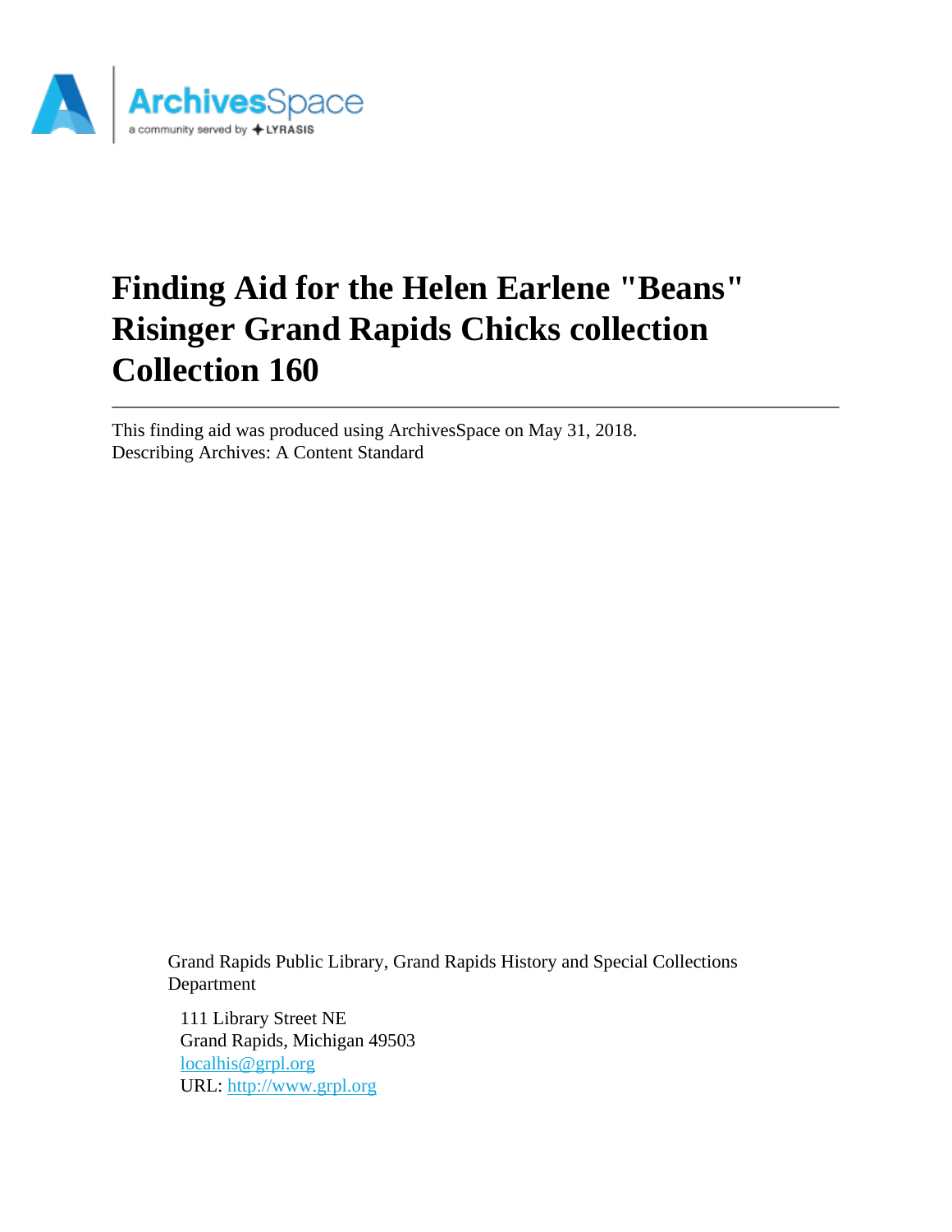# Finding Aid for the Helen Earlene "Beans" Risinger Grand Rapids Chicks collection Collection 160

This finding aid was produced using ArchivesSpace on May 31, 2018.
Describing Archives: A Content Standard

Grand Rapids Public Library, Grand Rapids History and Special Collections Department

111 Library Street NE
Grand Rapids, Michigan 49503
localhis@grpl.org
URL: http://www.grpl.org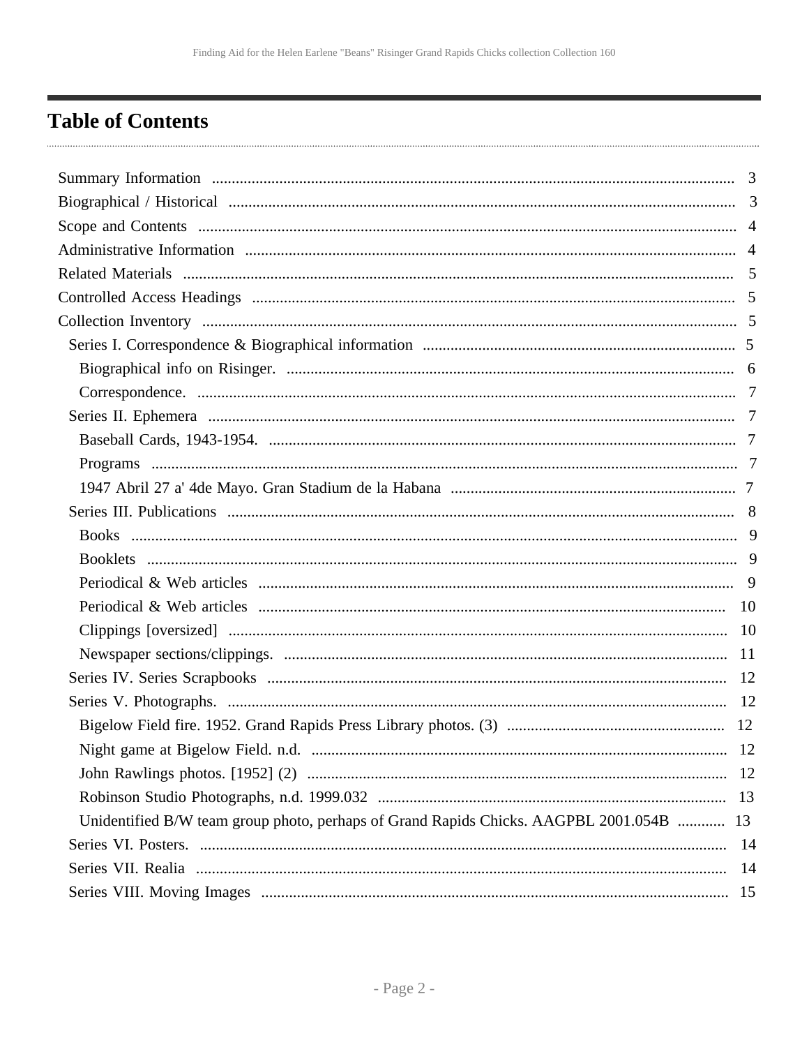# Table of Contents

- Summary Information ..... 3
- Biographical / Historical ..... 3
- Scope and Contents ..... 4
- Administrative Information ..... 4
- Related Materials ..... 5
- Controlled Access Headings ..... 5
- Collection Inventory ..... 5
  - Series I. Correspondence & Biographical information ..... 5
    - Biographical info on Risinger. ..... 6
    - Correspondence. ..... 7
  - Series II. Ephemera ..... 7
    - Baseball Cards, 1943-1954. ..... 7
    - Programs ..... 7
    - 1947 Abril 27 a' 4de Mayo. Gran Stadium de la Habana ..... 7
  - Series III. Publications ..... 8
    - Books ..... 9
    - Booklets ..... 9
    - Periodical & Web articles ..... 9
    - Periodical & Web articles ..... 10
    - Clippings [oversized] ..... 10
    - Newspaper sections/clippings. ..... 11
  - Series IV. Series Scrapbooks ..... 12
  - Series V. Photographs. ..... 12
    - Bigelow Field fire. 1952. Grand Rapids Press Library photos. (3) ..... 12
    - Night game at Bigelow Field. n.d. ..... 12
    - John Rawlings photos. [1952] (2) ..... 12
    - Robinson Studio Photographs, n.d. 1999.032 ..... 13
    - Unidentified B/W team group photo, perhaps of Grand Rapids Chicks. AAGPBL 2001.054B ..... 13
  - Series VI. Posters. ..... 14
  - Series VII. Realia ..... 14
  - Series VIII. Moving Images ..... 15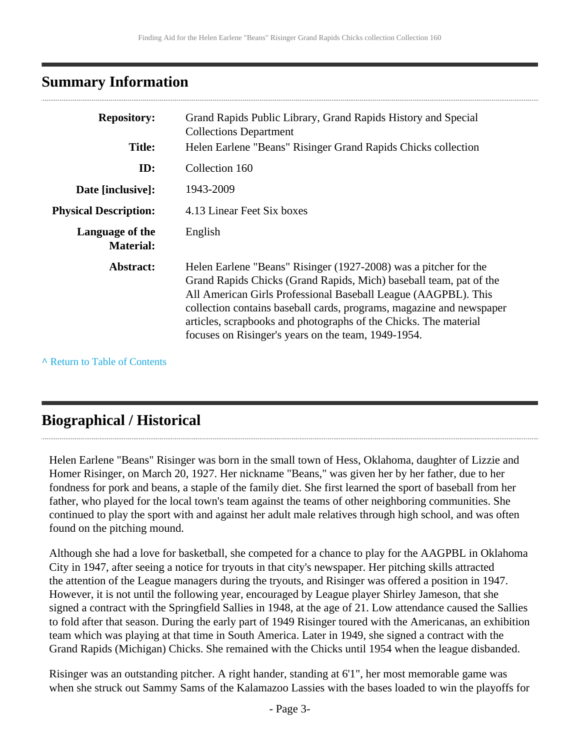## Summary Information

| | |
|---|---|
| **Repository:** | Grand Rapids Public Library, Grand Rapids History and Special Collections Department |
| **Title:** | Helen Earlene "Beans" Risinger Grand Rapids Chicks collection |
| **ID:** | Collection 160 |
| **Date [inclusive]:** | 1943-2009 |
| **Physical Description:** | 4.13 Linear Feet Six boxes |
| **Language of the Material:** | English |
| **Abstract:** | Helen Earlene "Beans" Risinger (1927-2008) was a pitcher for the Grand Rapids Chicks (Grand Rapids, Mich) baseball team, pat of the All American Girls Professional Baseball League (AAGPBL). This collection contains baseball cards, programs, magazine and newspaper articles, scrapbooks and photographs of the Chicks. The material focuses on Risinger's years on the team, 1949-1954. |

^ Return to Table of Contents

## Biographical / Historical

Helen Earlene "Beans" Risinger was born in the small town of Hess, Oklahoma, daughter of Lizzie and Homer Risinger, on March 20, 1927. Her nickname "Beans," was given her by her father, due to her fondness for pork and beans, a staple of the family diet. She first learned the sport of baseball from her father, who played for the local town's team against the teams of other neighboring communities. She continued to play the sport with and against her adult male relatives through high school, and was often found on the pitching mound.

Although she had a love for basketball, she competed for a chance to play for the AAGPBL in Oklahoma City in 1947, after seeing a notice for tryouts in that city's newspaper. Her pitching skills attracted the attention of the League managers during the tryouts, and Risinger was offered a position in 1947. However, it is not until the following year, encouraged by League player Shirley Jameson, that she signed a contract with the Springfield Sallies in 1948, at the age of 21. Low attendance caused the Sallies to fold after that season. During the early part of 1949 Risinger toured with the Americanas, an exhibition team which was playing at that time in South America. Later in 1949, she signed a contract with the Grand Rapids (Michigan) Chicks. She remained with the Chicks until 1954 when the league disbanded.

Risinger was an outstanding pitcher. A right hander, standing at 6'1", her most memorable game was when she struck out Sammy Sams of the Kalamazoo Lassies with the bases loaded to win the playoffs for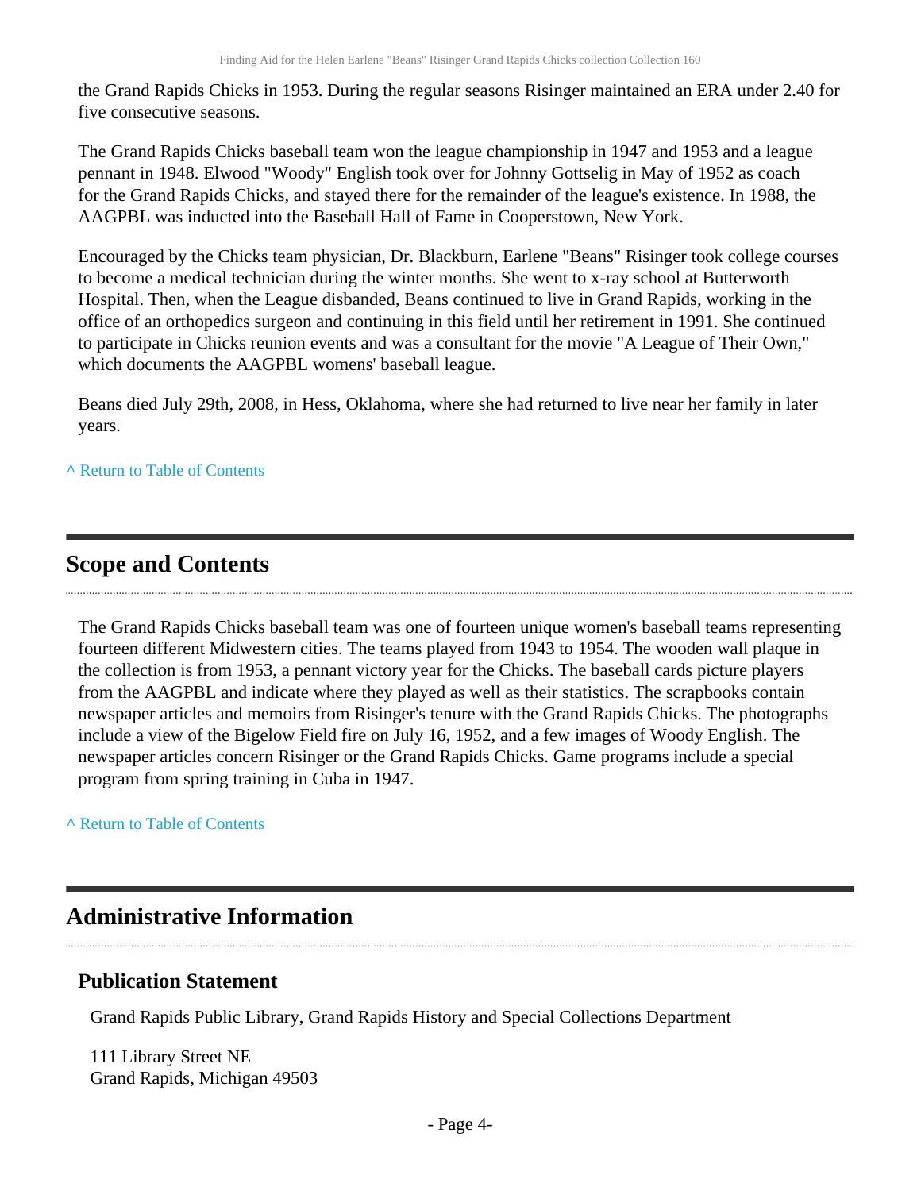the Grand Rapids Chicks in 1953. During the regular seasons Risinger maintained an ERA under 2.40 for five consecutive seasons.

The Grand Rapids Chicks baseball team won the league championship in 1947 and 1953 and a league pennant in 1948. Elwood "Woody" English took over for Johnny Gottselig in May of 1952 as coach for the Grand Rapids Chicks, and stayed there for the remainder of the league's existence. In 1988, the AAGPBL was inducted into the Baseball Hall of Fame in Cooperstown, New York.

Encouraged by the Chicks team physician, Dr. Blackburn, Earlene "Beans" Risinger took college courses to become a medical technician during the winter months. She went to x-ray school at Butterworth Hospital. Then, when the League disbanded, Beans continued to live in Grand Rapids, working in the office of an orthopedics surgeon and continuing in this field until her retirement in 1991. She continued to participate in Chicks reunion events and was a consultant for the movie "A League of Their Own," which documents the AAGPBL womens' baseball league.

Beans died July 29th, 2008, in Hess, Oklahoma, where she had returned to live near her family in later years.

^ Return to Table of Contents

## Scope and Contents

The Grand Rapids Chicks baseball team was one of fourteen unique women's baseball teams representing fourteen different Midwestern cities. The teams played from 1943 to 1954. The wooden wall plaque in the collection is from 1953, a pennant victory year for the Chicks. The baseball cards picture players from the AAGPBL and indicate where they played as well as their statistics. The scrapbooks contain newspaper articles and memoirs from Risinger's tenure with the Grand Rapids Chicks. The photographs include a view of the Bigelow Field fire on July 16, 1952, and a few images of Woody English. The newspaper articles concern Risinger or the Grand Rapids Chicks. Game programs include a special program from spring training in Cuba in 1947.

^ Return to Table of Contents

## Administrative Information

### Publication Statement

Grand Rapids Public Library, Grand Rapids History and Special Collections Department

111 Library Street NE
Grand Rapids, Michigan 49503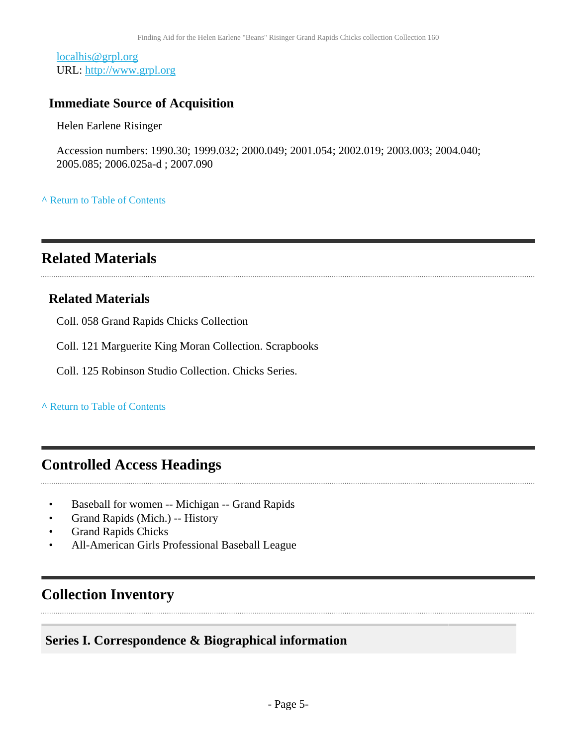localhis@grpl.org
URL: http://www.grpl.org

### Immediate Source of Acquisition

Helen Earlene Risinger

Accession numbers: 1990.30; 1999.032; 2000.049; 2001.054; 2002.019; 2003.003; 2004.040; 2005.085; 2006.025a-d ; 2007.090

^ Return to Table of Contents

## Related Materials

### Related Materials

Coll. 058 Grand Rapids Chicks Collection

Coll. 121 Marguerite King Moran Collection. Scrapbooks

Coll. 125 Robinson Studio Collection. Chicks Series.

^ Return to Table of Contents

## Controlled Access Headings

- Baseball for women -- Michigan -- Grand Rapids
- Grand Rapids (Mich.) -- History
- Grand Rapids Chicks
- All-American Girls Professional Baseball League

## Collection Inventory

### Series I. Correspondence & Biographical information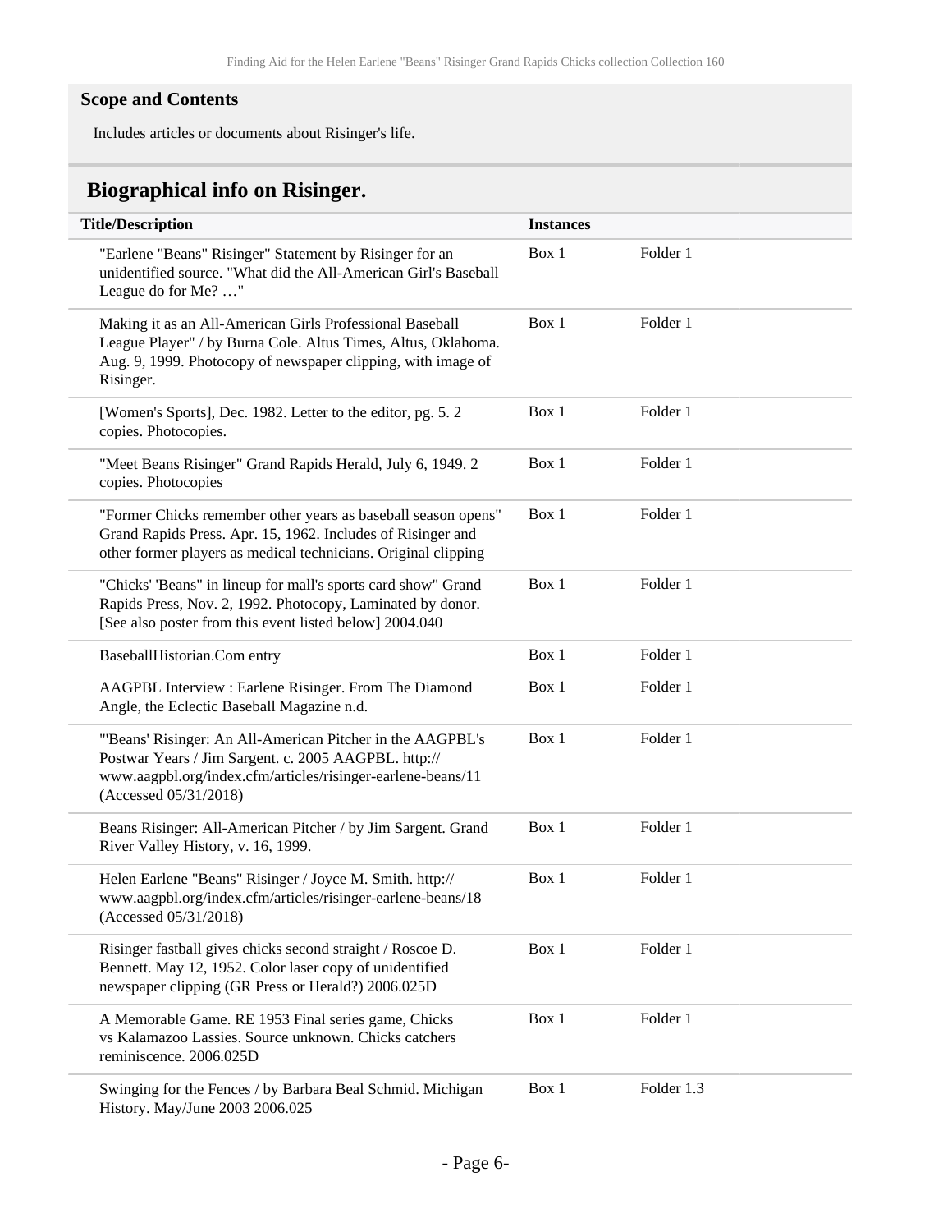### Scope and Contents

Includes articles or documents about Risinger's life.

## Biographical info on Risinger.

| Title/Description | Instances | |
|---|---|---|
| "Earlene "Beans" Risinger" Statement by Risinger for an unidentified source. "What did the All-American Girl's Baseball League do for Me? …" | Box 1 | Folder 1 |
| Making it as an All-American Girls Professional Baseball League Player" / by Burna Cole. Altus Times, Altus, Oklahoma. Aug. 9, 1999. Photocopy of newspaper clipping, with image of Risinger. | Box 1 | Folder 1 |
| [Women's Sports], Dec. 1982. Letter to the editor, pg. 5. 2 copies. Photocopies. | Box 1 | Folder 1 |
| "Meet Beans Risinger" Grand Rapids Herald, July 6, 1949. 2 copies. Photocopies | Box 1 | Folder 1 |
| "Former Chicks remember other years as baseball season opens" Grand Rapids Press. Apr. 15, 1962. Includes of Risinger and other former players as medical technicians. Original clipping | Box 1 | Folder 1 |
| "Chicks' 'Beans" in lineup for mall's sports card show" Grand Rapids Press, Nov. 2, 1992. Photocopy, Laminated by donor. [See also poster from this event listed below] 2004.040 | Box 1 | Folder 1 |
| BaseballHistorian.Com entry | Box 1 | Folder 1 |
| AAGPBL Interview : Earlene Risinger. From The Diamond Angle, the Eclectic Baseball Magazine n.d. | Box 1 | Folder 1 |
| "'Beans' Risinger: An All-American Pitcher in the AAGPBL's Postwar Years / Jim Sargent. c. 2005 AAGPBL. http://www.aagpbl.org/index.cfm/articles/risinger-earlene-beans/11 (Accessed 05/31/2018) | Box 1 | Folder 1 |
| Beans Risinger: All-American Pitcher / by Jim Sargent. Grand River Valley History, v. 16, 1999. | Box 1 | Folder 1 |
| Helen Earlene "Beans" Risinger / Joyce M. Smith. http://www.aagpbl.org/index.cfm/articles/risinger-earlene-beans/18 (Accessed 05/31/2018) | Box 1 | Folder 1 |
| Risinger fastball gives chicks second straight / Roscoe D. Bennett. May 12, 1952. Color laser copy of unidentified newspaper clipping (GR Press or Herald?) 2006.025D | Box 1 | Folder 1 |
| A Memorable Game. RE 1953 Final series game, Chicks vs Kalamazoo Lassies. Source unknown. Chicks catchers reminiscence. 2006.025D | Box 1 | Folder 1 |
| Swinging for the Fences / by Barbara Beal Schmid. Michigan History. May/June 2003 2006.025 | Box 1 | Folder 1.3 |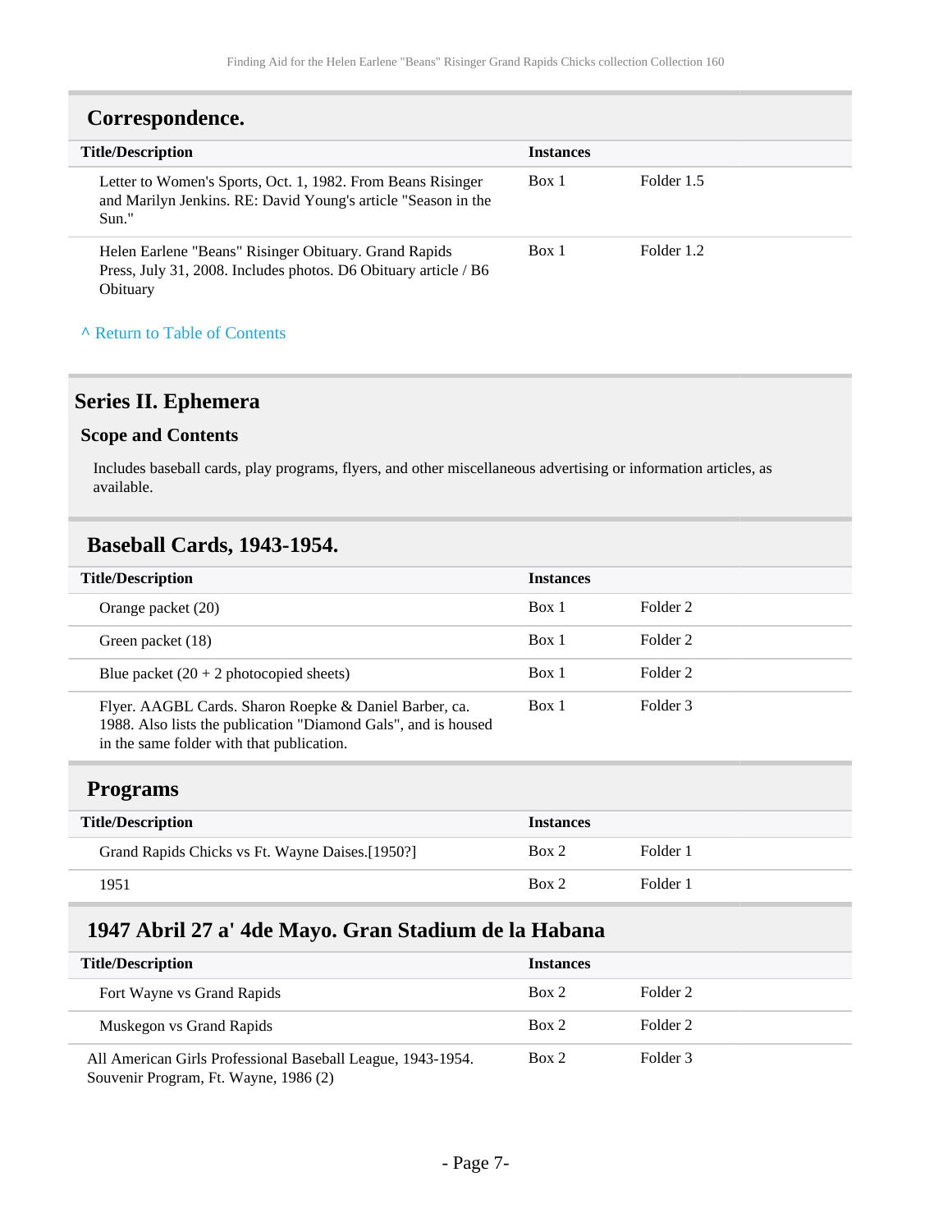## Correspondence.

| Title/Description | Instances | |
|---|---|---|
| Letter to Women's Sports, Oct. 1, 1982. From Beans Risinger and Marilyn Jenkins. RE: David Young's article "Season in the Sun." | Box 1 | Folder 1.5 |
| Helen Earlene "Beans" Risinger Obituary. Grand Rapids Press, July 31, 2008. Includes photos. D6 Obituary article / B6 Obituary | Box 1 | Folder 1.2 |

^ Return to Table of Contents

# Series II. Ephemera

### Scope and Contents

Includes baseball cards, play programs, flyers, and other miscellaneous advertising or information articles, as available.

## Baseball Cards, 1943-1954.

| Title/Description | Instances | |
|---|---|---|
| Orange packet (20) | Box 1 | Folder 2 |
| Green packet (18) | Box 1 | Folder 2 |
| Blue packet (20 + 2 photocopied sheets) | Box 1 | Folder 2 |
| Flyer. AAGBL Cards. Sharon Roepke & Daniel Barber, ca. 1988. Also lists the publication "Diamond Gals", and is housed in the same folder with that publication. | Box 1 | Folder 3 |

## Programs

| Title/Description | Instances | |
|---|---|---|
| Grand Rapids Chicks vs Ft. Wayne Daises.[1950?] | Box 2 | Folder 1 |
| 1951 | Box 2 | Folder 1 |

## 1947 Abril 27 a' 4de Mayo. Gran Stadium de la Habana

| Title/Description | Instances | |
|---|---|---|
| Fort Wayne vs Grand Rapids | Box 2 | Folder 2 |
| Muskegon vs Grand Rapids | Box 2 | Folder 2 |
| All American Girls Professional Baseball League, 1943-1954. Souvenir Program, Ft. Wayne, 1986 (2) | Box 2 | Folder 3 |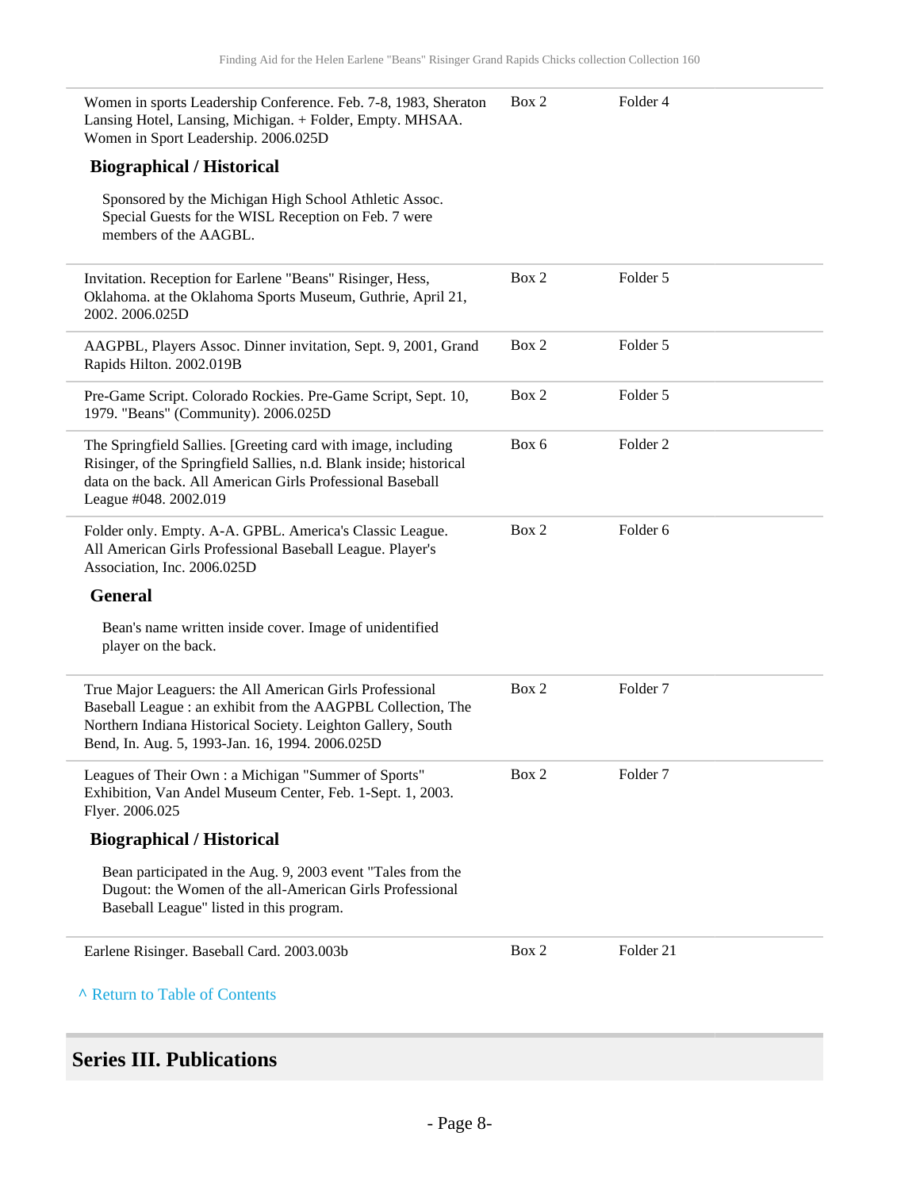| | | |
|---|---|---|
| Women in sports Leadership Conference. Feb. 7-8, 1983, Sheraton Lansing Hotel, Lansing, Michigan. + Folder, Empty. MHSAA. Women in Sport Leadership. 2006.025D | Box 2 | Folder 4 |

**Biographical / Historical**

Sponsored by the Michigan High School Athletic Assoc. Special Guests for the WISL Reception on Feb. 7 were members of the AAGBL.

| | | |
|---|---|---|
| Invitation. Reception for Earlene "Beans" Risinger, Hess, Oklahoma. at the Oklahoma Sports Museum, Guthrie, April 21, 2002. 2006.025D | Box 2 | Folder 5 |
| AAGPBL, Players Assoc. Dinner invitation, Sept. 9, 2001, Grand Rapids Hilton. 2002.019B | Box 2 | Folder 5 |
| Pre-Game Script. Colorado Rockies. Pre-Game Script, Sept. 10, 1979. "Beans" (Community). 2006.025D | Box 2 | Folder 5 |
| The Springfield Sallies. [Greeting card with image, including Risinger, of the Springfield Sallies, n.d. Blank inside; historical data on the back. All American Girls Professional Baseball League #048. 2002.019 | Box 6 | Folder 2 |
| Folder only. Empty. A-A. GPBL. America's Classic League. All American Girls Professional Baseball League. Player's Association, Inc. 2006.025D | Box 2 | Folder 6 |

**General**

Bean's name written inside cover. Image of unidentified player on the back.

| | | |
|---|---|---|
| True Major Leaguers: the All American Girls Professional Baseball League : an exhibit from the AAGPBL Collection, The Northern Indiana Historical Society. Leighton Gallery, South Bend, In. Aug. 5, 1993-Jan. 16, 1994. 2006.025D | Box 2 | Folder 7 |
| Leagues of Their Own : a Michigan "Summer of Sports" Exhibition, Van Andel Museum Center, Feb. 1-Sept. 1, 2003. Flyer. 2006.025 | Box 2 | Folder 7 |

**Biographical / Historical**

Bean participated in the Aug. 9, 2003 event "Tales from the Dugout: the Women of the all-American Girls Professional Baseball League" listed in this program.

| | | |
|---|---|---|
| Earlene Risinger. Baseball Card. 2003.003b | Box 2 | Folder 21 |

^ Return to Table of Contents

## Series III. Publications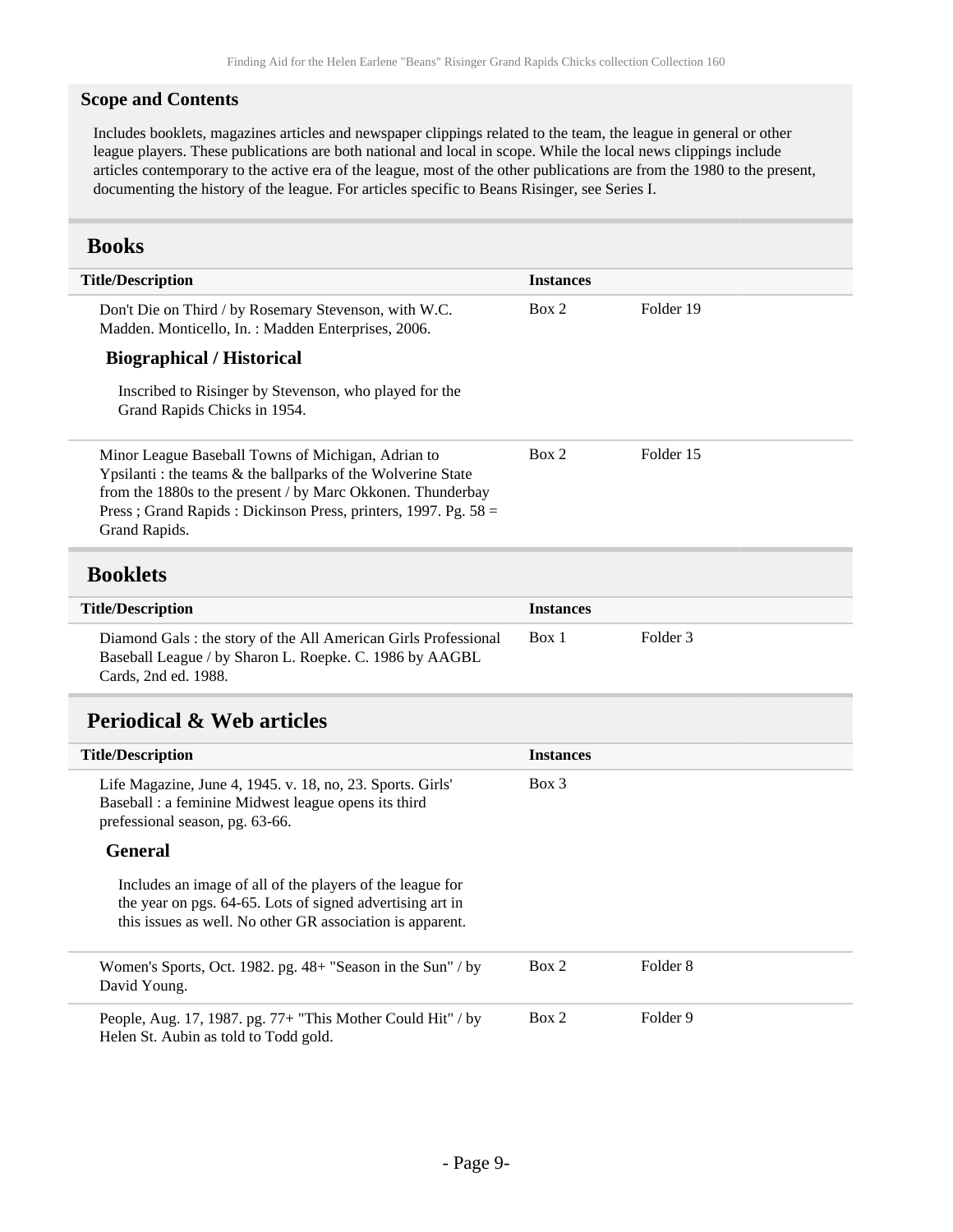### Scope and Contents

Includes booklets, magazines articles and newspaper clippings related to the team, the league in general or other league players. These publications are both national and local in scope. While the local news clippings include articles contemporary to the active era of the league, most of the other publications are from the 1980 to the present, documenting the history of the league. For articles specific to Beans Risinger, see Series I.

## Books

| Title/Description | Instances | |
|---|---|---|
| Don't Die on Third / by Rosemary Stevenson, with W.C. Madden. Monticello, In. : Madden Enterprises, 2006. | Box 2 | Folder 19 |

**Biographical / Historical**

Inscribed to Risinger by Stevenson, who played for the Grand Rapids Chicks in 1954.

| Title/Description | Instances | |
|---|---|---|
| Minor League Baseball Towns of Michigan, Adrian to Ypsilanti : the teams & the ballparks of the Wolverine State from the 1880s to the present / by Marc Okkonen. Thunderbay Press ; Grand Rapids : Dickinson Press, printers, 1997. Pg. 58 = Grand Rapids. | Box 2 | Folder 15 |

## Booklets

| Title/Description | Instances | |
|---|---|---|
| Diamond Gals : the story of the All American Girls Professional Baseball League / by Sharon L. Roepke. C. 1986 by AAGBL Cards, 2nd ed. 1988. | Box 1 | Folder 3 |

## Periodical & Web articles

| Title/Description | Instances | |
|---|---|---|
| Life Magazine, June 4, 1945. v. 18, no, 23. Sports. Girls' Baseball : a feminine Midwest league opens its third prefessional season, pg. 63-66. | Box 3 | |

**General**

Includes an image of all of the players of the league for the year on pgs. 64-65. Lots of signed advertising art in this issues as well. No other GR association is apparent.

| Title/Description | Instances | |
|---|---|---|
| Women's Sports, Oct. 1982. pg. 48+ "Season in the Sun" / by David Young. | Box 2 | Folder 8 |
| People, Aug. 17, 1987. pg. 77+ "This Mother Could Hit" / by Helen St. Aubin as told to Todd gold. | Box 2 | Folder 9 |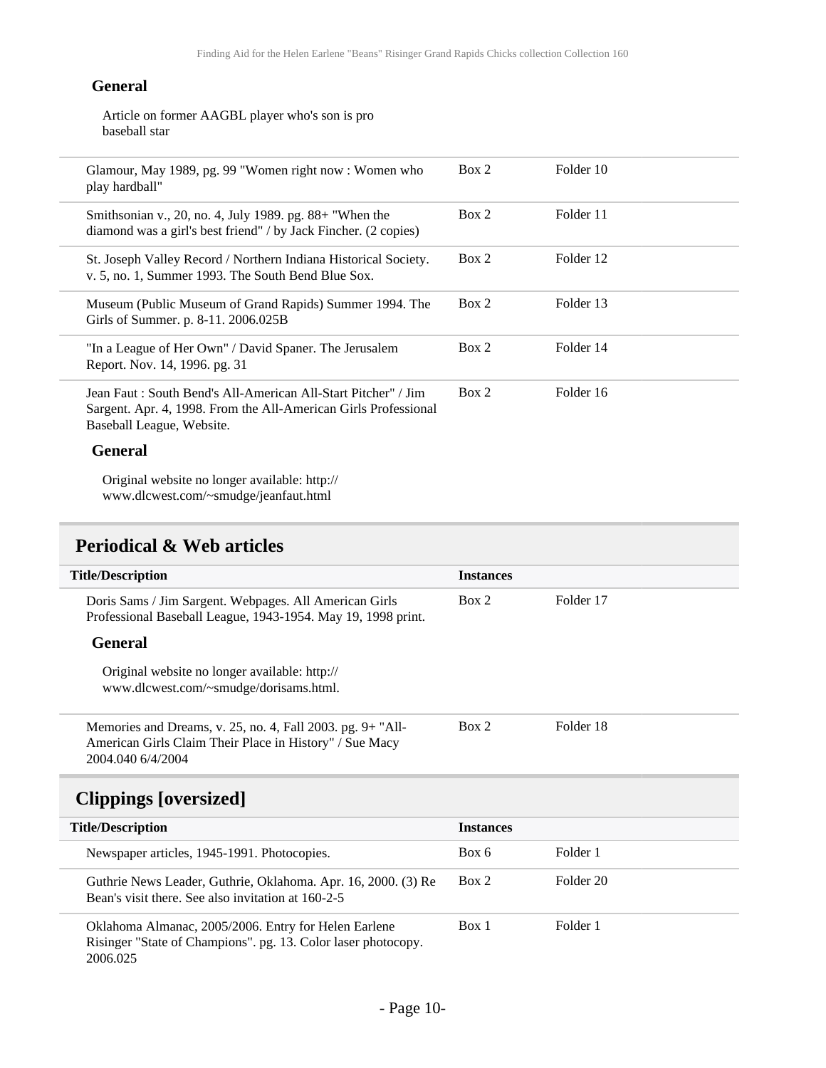#### General

Article on former AAGBL player who's son is pro baseball star

| | | |
|---|---|---|
| Glamour, May 1989, pg. 99 "Women right now : Women who play hardball" | Box 2 | Folder 10 |
| Smithsonian v., 20, no. 4, July 1989. pg. 88+ "When the diamond was a girl's best friend" / by Jack Fincher. (2 copies) | Box 2 | Folder 11 |
| St. Joseph Valley Record / Northern Indiana Historical Society. v. 5, no. 1, Summer 1993. The South Bend Blue Sox. | Box 2 | Folder 12 |
| Museum (Public Museum of Grand Rapids) Summer 1994. The Girls of Summer. p. 8-11. 2006.025B | Box 2 | Folder 13 |
| "In a League of Her Own" / David Spaner. The Jerusalem Report. Nov. 14, 1996. pg. 31 | Box 2 | Folder 14 |
| Jean Faut : South Bend's All-American All-Start Pitcher" / Jim Sargent. Apr. 4, 1998. From the All-American Girls Professional Baseball League, Website. | Box 2 | Folder 16 |

#### General

Original website no longer available: http://www.dlcwest.com/~smudge/jeanfaut.html

## Periodical & Web articles

| Title/Description | Instances | |
|---|---|---|
| Doris Sams / Jim Sargent. Webpages. All American Girls Professional Baseball League, 1943-1954. May 19, 1998 print. | Box 2 | Folder 17 |

#### General

Original website no longer available: http://www.dlcwest.com/~smudge/dorisams.html.

| | | |
|---|---|---|
| Memories and Dreams, v. 25, no. 4, Fall 2003. pg. 9+ "All-American Girls Claim Their Place in History" / Sue Macy 2004.040 6/4/2004 | Box 2 | Folder 18 |

## Clippings [oversized]

| Title/Description | Instances | |
|---|---|---|
| Newspaper articles, 1945-1991. Photocopies. | Box 6 | Folder 1 |
| Guthrie News Leader, Guthrie, Oklahoma. Apr. 16, 2000. (3) Re Bean's visit there. See also invitation at 160-2-5 | Box 2 | Folder 20 |
| Oklahoma Almanac, 2005/2006. Entry for Helen Earlene Risinger "State of Champions". pg. 13. Color laser photocopy. 2006.025 | Box 1 | Folder 1 |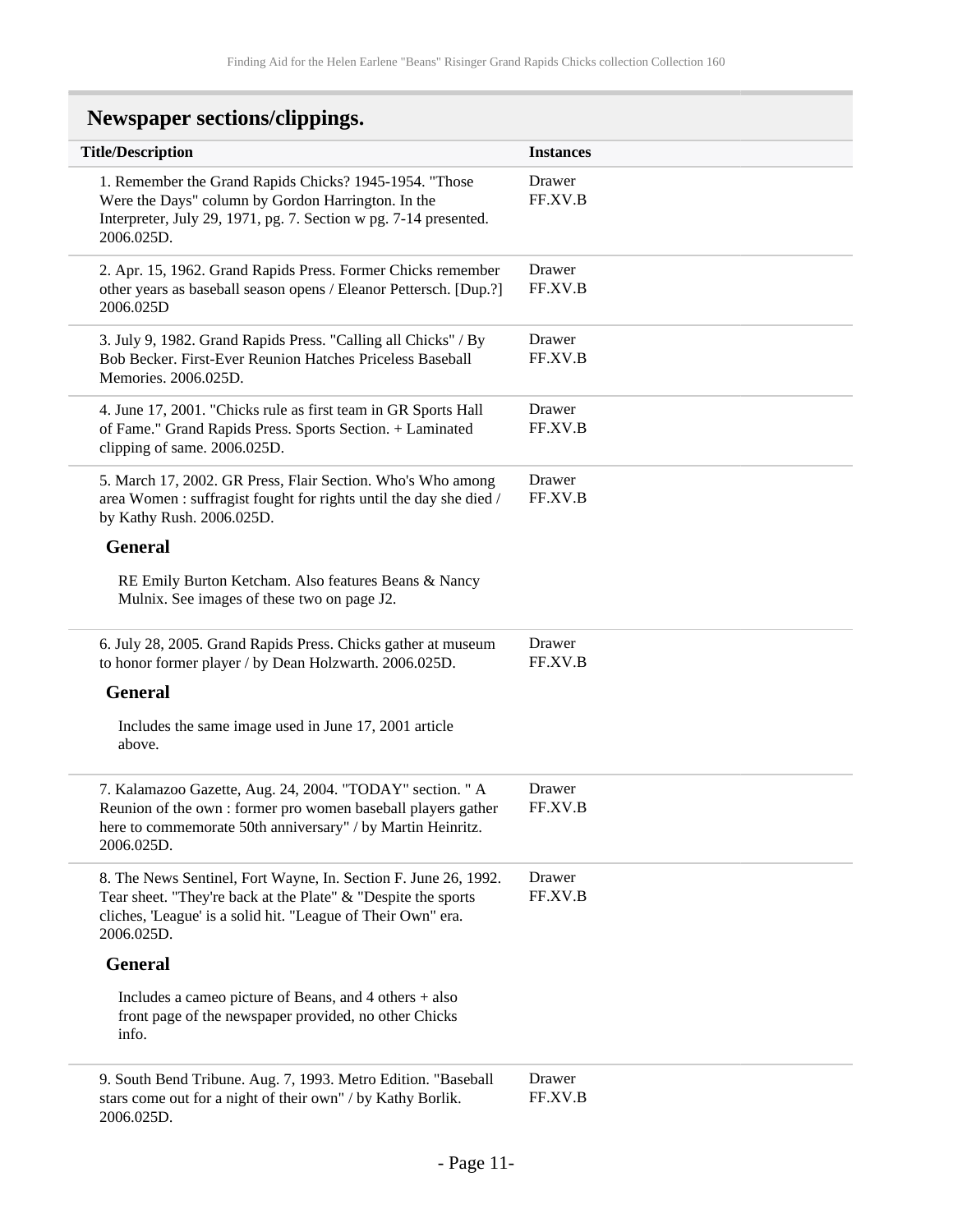## Newspaper sections/clippings.

| Title/Description | Instances |
| --- | --- |
| 1. Remember the Grand Rapids Chicks? 1945-1954. "Those Were the Days" column by Gordon Harrington. In the Interpreter, July 29, 1971, pg. 7. Section w pg. 7-14 presented. 2006.025D. | Drawer FF.XV.B |
| 2. Apr. 15, 1962. Grand Rapids Press. Former Chicks remember other years as baseball season opens / Eleanor Pettersch. [Dup.?] 2006.025D | Drawer FF.XV.B |
| 3. July 9, 1982. Grand Rapids Press. "Calling all Chicks" / By Bob Becker. First-Ever Reunion Hatches Priceless Baseball Memories. 2006.025D. | Drawer FF.XV.B |
| 4. June 17, 2001. "Chicks rule as first team in GR Sports Hall of Fame." Grand Rapids Press. Sports Section. + Laminated clipping of same. 2006.025D. | Drawer FF.XV.B |
| 5. March 17, 2002. GR Press, Flair Section. Who's Who among area Women : suffragist fought for rights until the day she died / by Kathy Rush. 2006.025D. **General** RE Emily Burton Ketcham. Also features Beans & Nancy Mulnix. See images of these two on page J2. | Drawer FF.XV.B |
| 6. July 28, 2005. Grand Rapids Press. Chicks gather at museum to honor former player / by Dean Holzwarth. 2006.025D. **General** Includes the same image used in June 17, 2001 article above. | Drawer FF.XV.B |
| 7. Kalamazoo Gazette, Aug. 24, 2004. "TODAY" section. " A Reunion of the own : former pro women baseball players gather here to commemorate 50th anniversary" / by Martin Heinritz. 2006.025D. | Drawer FF.XV.B |
| 8. The News Sentinel, Fort Wayne, In. Section F. June 26, 1992. Tear sheet. "They're back at the Plate" & "Despite the sports cliches, 'League' is a solid hit. "League of Their Own" era. 2006.025D. **General** Includes a cameo picture of Beans, and 4 others + also front page of the newspaper provided, no other Chicks info. | Drawer FF.XV.B |
| 9. South Bend Tribune. Aug. 7, 1993. Metro Edition. "Baseball stars come out for a night of their own" / by Kathy Borlik. 2006.025D. | Drawer FF.XV.B |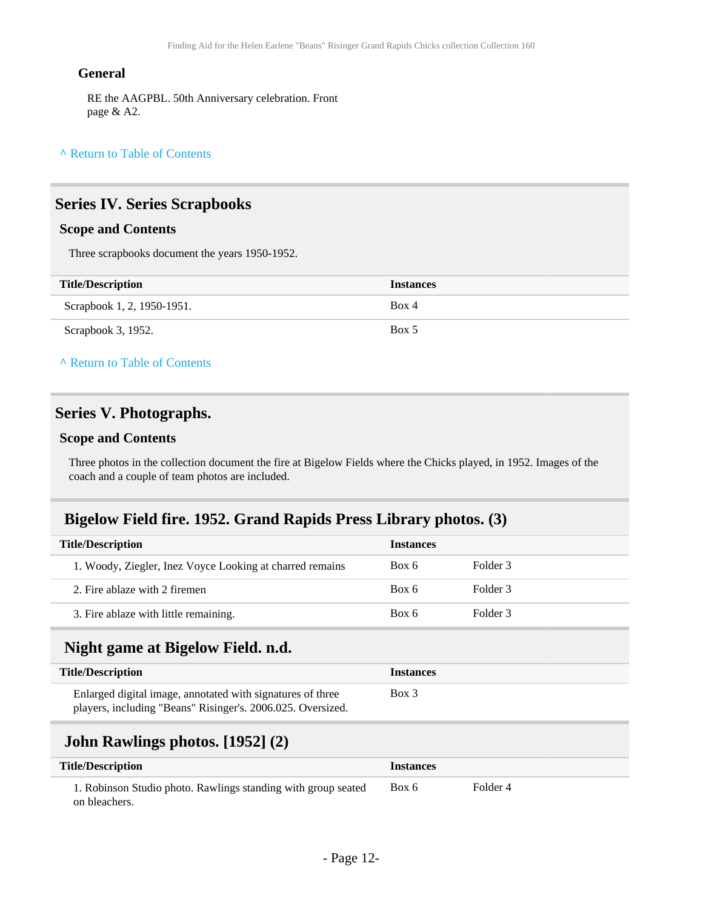### General

RE the AAGPBL. 50th Anniversary celebration. Front page & A2.

^ Return to Table of Contents

## Series IV. Series Scrapbooks

### Scope and Contents

Three scrapbooks document the years 1950-1952.

| Title/Description | Instances |
|---|---|
| Scrapbook 1, 2, 1950-1951. | Box 4 |
| Scrapbook 3, 1952. | Box 5 |

^ Return to Table of Contents

## Series V. Photographs.

### Scope and Contents

Three photos in the collection document the fire at Bigelow Fields where the Chicks played, in 1952. Images of the coach and a couple of team photos are included.

## Bigelow Field fire. 1952. Grand Rapids Press Library photos. (3)

| Title/Description | Instances | |
|---|---|---|
| 1. Woody, Ziegler, Inez Voyce Looking at charred remains | Box 6 | Folder 3 |
| 2. Fire ablaze with 2 firemen | Box 6 | Folder 3 |
| 3. Fire ablaze with little remaining. | Box 6 | Folder 3 |

## Night game at Bigelow Field. n.d.

| Title/Description | Instances |
|---|---|
| Enlarged digital image, annotated with signatures of three players, including "Beans" Risinger's. 2006.025. Oversized. | Box 3 |

## John Rawlings photos. [1952] (2)

| Title/Description | Instances | |
|---|---|---|
| 1. Robinson Studio photo. Rawlings standing with group seated on bleachers. | Box 6 | Folder 4 |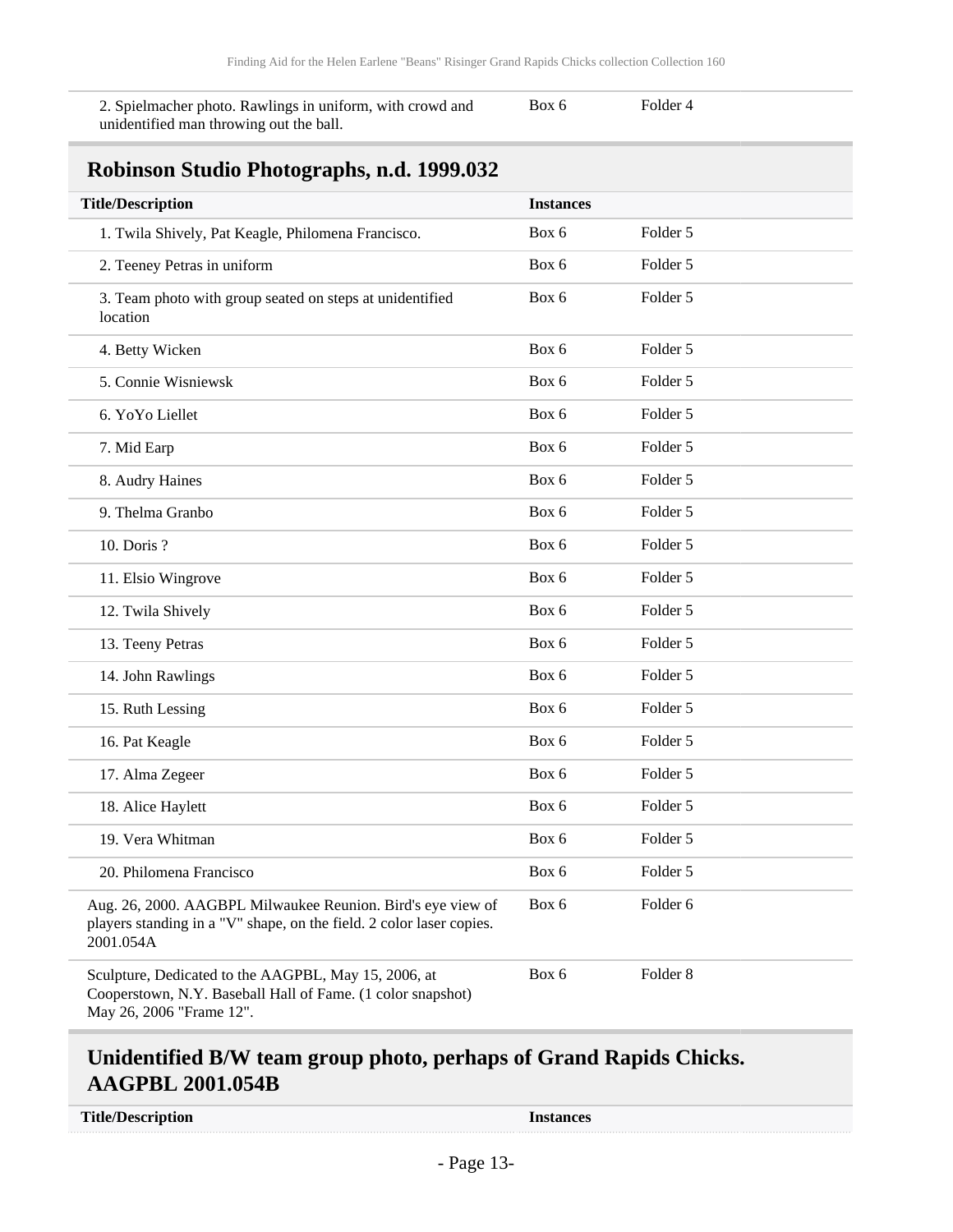| | | |
|---|---|---|
| 2. Spielmacher photo. Rawlings in uniform, with crowd and unidentified man throwing out the ball. | Box 6 | Folder 4 |

## Robinson Studio Photographs, n.d. 1999.032

| Title/Description | Instances | |
|---|---|---|
| 1. Twila Shively, Pat Keagle, Philomena Francisco. | Box 6 | Folder 5 |
| 2. Teeney Petras in uniform | Box 6 | Folder 5 |
| 3. Team photo with group seated on steps at unidentified location | Box 6 | Folder 5 |
| 4. Betty Wicken | Box 6 | Folder 5 |
| 5. Connie Wisniewsk | Box 6 | Folder 5 |
| 6. YoYo Liellet | Box 6 | Folder 5 |
| 7. Mid Earp | Box 6 | Folder 5 |
| 8. Audry Haines | Box 6 | Folder 5 |
| 9. Thelma Granbo | Box 6 | Folder 5 |
| 10. Doris ? | Box 6 | Folder 5 |
| 11. Elsio Wingrove | Box 6 | Folder 5 |
| 12. Twila Shively | Box 6 | Folder 5 |
| 13. Teeny Petras | Box 6 | Folder 5 |
| 14. John Rawlings | Box 6 | Folder 5 |
| 15. Ruth Lessing | Box 6 | Folder 5 |
| 16. Pat Keagle | Box 6 | Folder 5 |
| 17. Alma Zegeer | Box 6 | Folder 5 |
| 18. Alice Haylett | Box 6 | Folder 5 |
| 19. Vera Whitman | Box 6 | Folder 5 |
| 20. Philomena Francisco | Box 6 | Folder 5 |
| Aug. 26, 2000. AAGBPL Milwaukee Reunion. Bird's eye view of players standing in a "V" shape, on the field. 2 color laser copies. 2001.054A | Box 6 | Folder 6 |
| Sculpture, Dedicated to the AAGPBL, May 15, 2006, at Cooperstown, N.Y. Baseball Hall of Fame. (1 color snapshot) May 26, 2006 "Frame 12". | Box 6 | Folder 8 |

## Unidentified B/W team group photo, perhaps of Grand Rapids Chicks. AAGPBL 2001.054B

| Title/Description | Instances |
|---|---|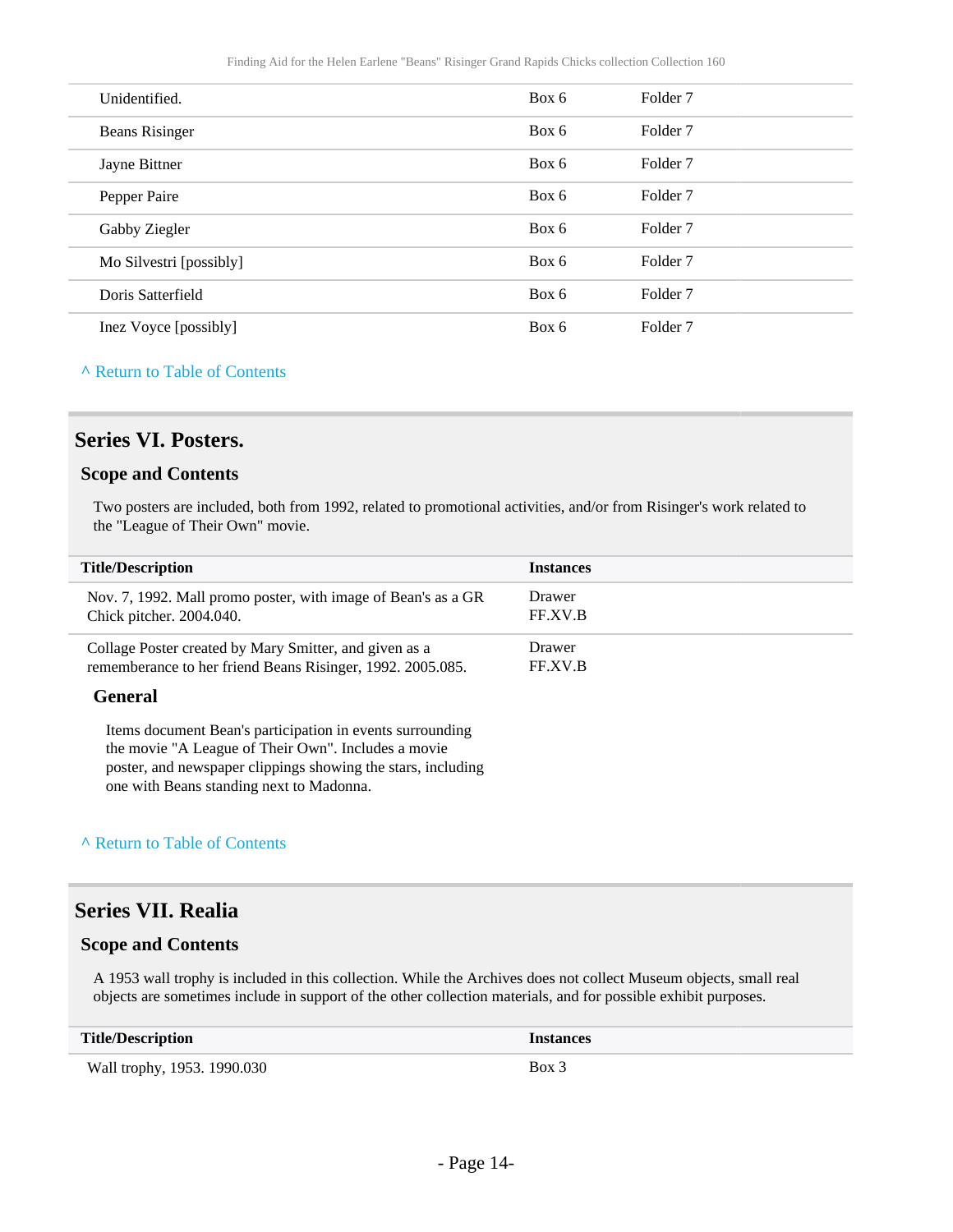| | | |
|---|---|---|
| Unidentified. | Box 6 | Folder 7 |
| Beans Risinger | Box 6 | Folder 7 |
| Jayne Bittner | Box 6 | Folder 7 |
| Pepper Paire | Box 6 | Folder 7 |
| Gabby Ziegler | Box 6 | Folder 7 |
| Mo Silvestri [possibly] | Box 6 | Folder 7 |
| Doris Satterfield | Box 6 | Folder 7 |
| Inez Voyce [possibly] | Box 6 | Folder 7 |

^ Return to Table of Contents

## Series VI. Posters.

### Scope and Contents

Two posters are included, both from 1992, related to promotional activities, and/or from Risinger's work related to the "League of Their Own" movie.

| Title/Description | Instances |
|---|---|
| Nov. 7, 1992. Mall promo poster, with image of Bean's as a GR Chick pitcher. 2004.040. | Drawer FF.XV.B |
| Collage Poster created by Mary Smitter, and given as a rememberance to her friend Beans Risinger, 1992. 2005.085. | Drawer FF.XV.B |

**General**

Items document Bean's participation in events surrounding the movie "A League of Their Own". Includes a movie poster, and newspaper clippings showing the stars, including one with Beans standing next to Madonna.

^ Return to Table of Contents

## Series VII. Realia

### Scope and Contents

A 1953 wall trophy is included in this collection. While the Archives does not collect Museum objects, small real objects are sometimes include in support of the other collection materials, and for possible exhibit purposes.

| Title/Description | Instances |
|---|---|
| Wall trophy, 1953. 1990.030 | Box 3 |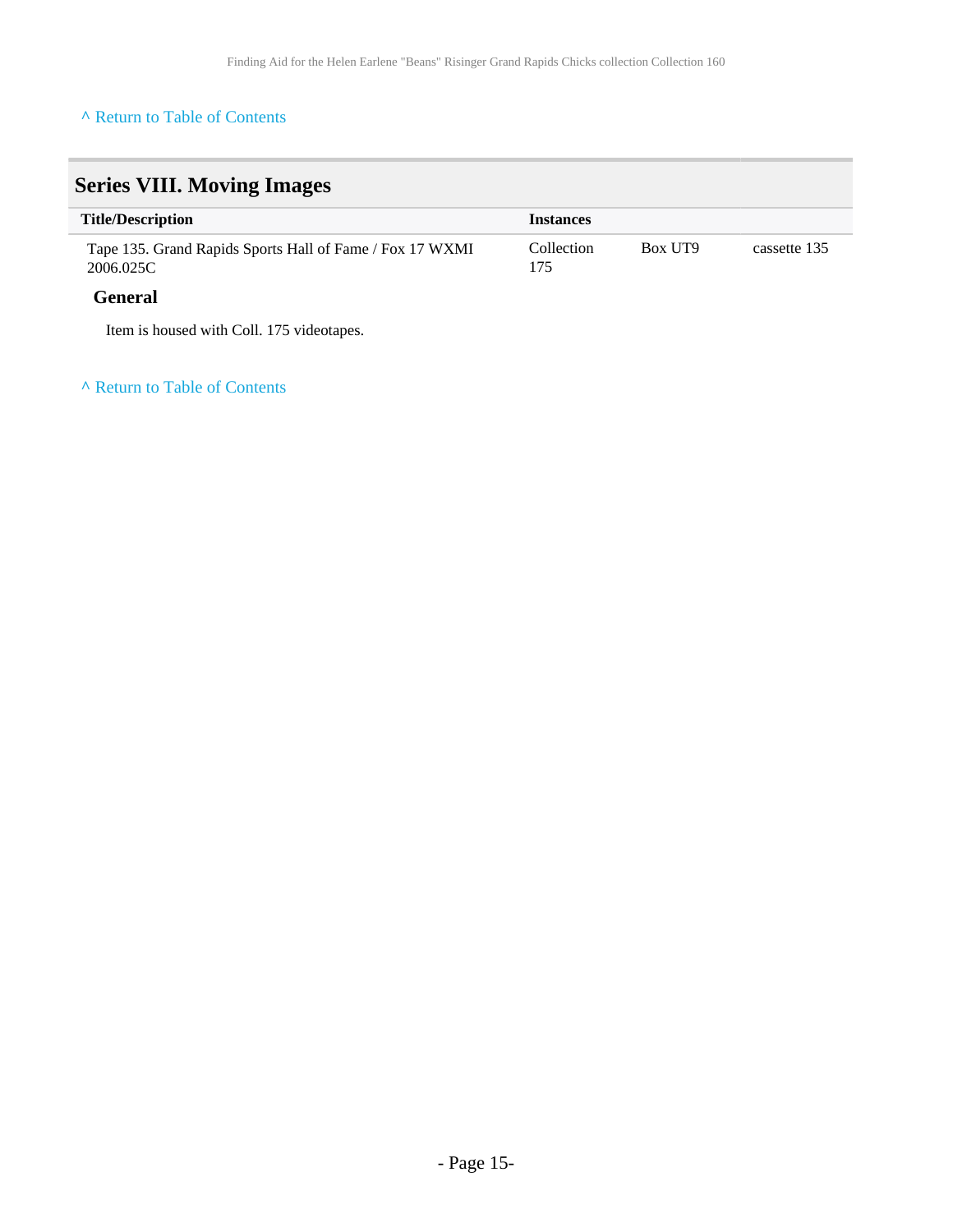^ Return to Table of Contents

## Series VIII. Moving Images

| Title/Description | Instances | | |
|---|---|---|---|
| Tape 135. Grand Rapids Sports Hall of Fame / Fox 17 WXMI 2006.025C | Collection 175 | Box UT9 | cassette 135 |

### General

Item is housed with Coll. 175 videotapes.

^ Return to Table of Contents